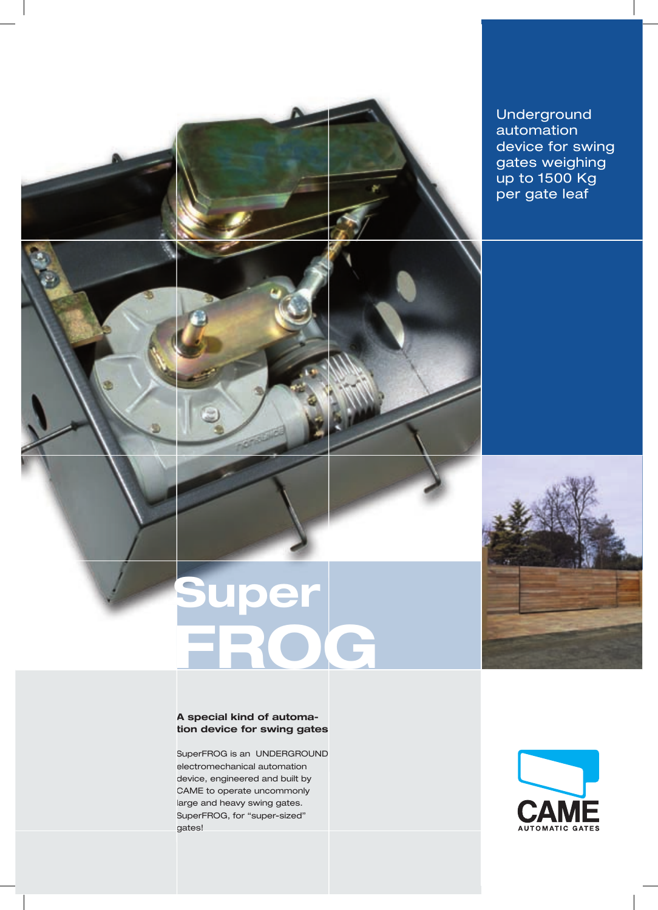Underground automation device for swing gates weighing up to 1500 Kg per gate leaf

# Super FROG

**A special kind of automation device for swing gates**

SuperFROG is an UNDERGROUND electromechanical automation device, engineered and built by CAME to operate uncommonly large and heavy swing gates. SuperFROG, for “super-sized” gates!

CAME
AUTOMATIC GATES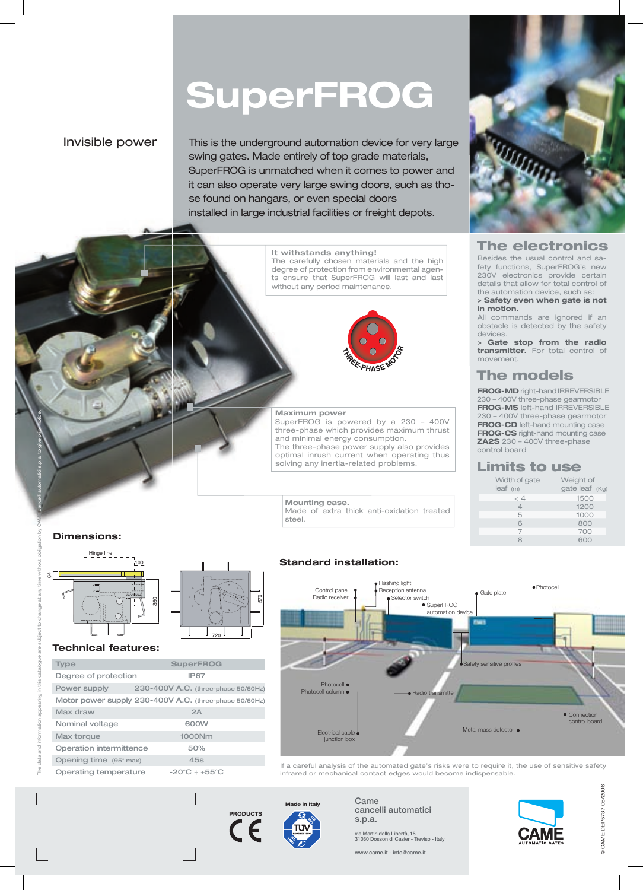# SuperFROG

Invisible power

This is the underground automation device for very large swing gates. Made entirely of top grade materials, SuperFROG is unmatched when it comes to power and it can also operate very large swing doors, such as those found on hangars, or even special doors installed in large industrial facilities or freight depots.

**It withstands anything!**
The carefully chosen materials and the high degree of protection from environmental agents ensure that SuperFROG will last and last without any period maintenance.

THREE-PHASE MOTOR

**Maximum power**
SuperFROG is powered by a 230 – 400V three-phase which provides maximum thrust and minimal energy consumption.
The three-phase power supply also provides optimal inrush current when operating thus solving any inertia-related problems.

**Mounting case.**
Made of extra thick anti-oxidation treated steel.

## The electronics

Besides the usual control and safety functions, SuperFROG's new 230V electronics provide certain details that allow for total control of the automation device, such as:

**> Safety even when gate is not in motion.**
All commands are ignored if an obstacle is detected by the safety devices.

**> Gate stop from the radio transmitter.** For total control of movement.

## The models

**FROG-MD** right-hand IRREVERSIBLE 230 – 400V three-phase gearmotor
**FROG-MS** left-hand IRREVERSIBLE 230 – 400V three-phase gearmotor
**FROG-CD** left-hand mounting case
**FROG-CS** right-hand mounting case
**ZA2S** 230 – 400V three-phase control board

## Limits to use

| Width of gate leaf (m) | Weight of gate leaf (Kg) |
|---|---|
| < 4 | 1500 |
| 4 | 1200 |
| 5 | 1000 |
| 6 | 800 |
| 7 | 700 |
| 8 | 600 |

### Dimensions:

Hinge line
100
64
350
570
720

### Technical features:

| Type | SuperFROG |
|---|---|
| Degree of protection | IP67 |
| Power supply | 230-400V A.C. (three-phase 50/60Hz) |
| Motor power supply | 230-400V A.C. (three-phase 50/60Hz) |
| Max draw | 2A |
| Nominal voltage | 600W |
| Max torque | 1000Nm |
| Operation intermittence | 50% |
| Opening time (95° max) | 45s |
| Operating temperature | -20°C ÷ +55°C |

### Standard installation:

Control panel
Radio receiver
Flashing light
Reception antenna
Selector switch
SuperFROG automation device
Gate plate
Photocell
Safety sensitive profiles
Photocell
Photocell column
Radio transmitter
Connection control board
Electrical cable junction box
Metal mass detector

If a careful analysis of the automated gate's risks were to require it, the use of sensitive safety infrared or mechanical contact edges would become indispensable.

The data and information appearing in this catalogue are subject to change at any time without obligation by CAME cancelli automatici s.p.a. to give prior notice.

PRODUCTS CE

Made in Italy

Came
cancelli automatici
s.p.a.

via Martiri della Libertà, 15
31030 Dosson di Casier - Treviso - Italy

www.came.it - info@came.it

CAME AUTOMATIC GATES

© CAME DEP5737 06/2006